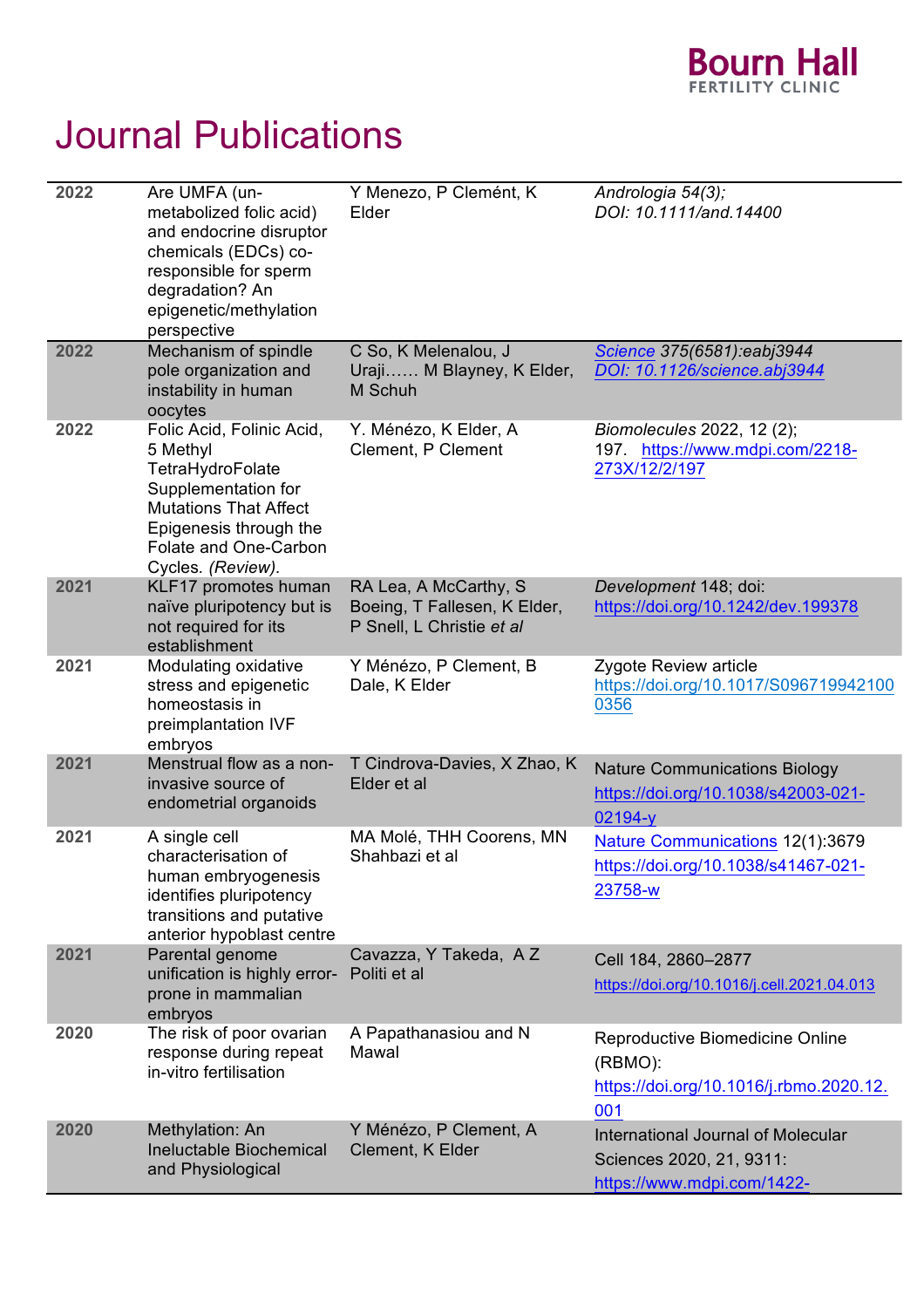Bourn Hall
FERTILITY CLINIC

# Journal Publications

| | | | |
|---|---|---|---|
| **2022** | Are UMFA (un-metabolized folic acid) and endocrine disruptor chemicals (EDCs) co-responsible for sperm degradation? An epigenetic/methylation perspective | Y Menezo, P Clemént, K Elder | *Andrologia 54(3); DOI: 10.1111/and.14400* |
| **2022** | Mechanism of spindle pole organization and instability in human oocytes | C So, K Melenalou, J Uraji…… M Blayney, K Elder, M Schuh | *Science 375(6581):eabj3944 DOI: 10.1126/science.abj3944* |
| **2022** | Folic Acid, Folinic Acid, 5 Methyl TetraHydroFolate Supplementation for Mutations That Affect Epigenesis through the Folate and One-Carbon Cycles. *(Review).* | Y. Ménézo, K Elder, A Clement, P Clement | *Biomolecules* 2022, 12 (2); 197. https://www.mdpi.com/2218-273X/12/2/197 |
| **2021** | KLF17 promotes human naïve pluripotency but is not required for its establishment | RA Lea, A McCarthy, S Boeing, T Fallesen, K Elder, P Snell, L Christie *et al* | *Development* 148; doi: https://doi.org/10.1242/dev.199378 |
| **2021** | Modulating oxidative stress and epigenetic homeostasis in preimplantation IVF embryos | Y Ménézo, P Clement, B Dale, K Elder | Zygote Review article https://doi.org/10.1017/S0967199421000356 |
| **2021** | Menstrual flow as a non-invasive source of endometrial organoids | T Cindrova-Davies, X Zhao, K Elder et al | Nature Communications Biology https://doi.org/10.1038/s42003-021-02194-y |
| **2021** | A single cell characterisation of human embryogenesis identifies pluripotency transitions and putative anterior hypoblast centre | MA Molé, THH Coorens, MN Shahbazi et al | Nature Communications 12(1):3679 https://doi.org/10.1038/s41467-021-23758-w |
| **2021** | Parental genome unification is highly error-prone in mammalian embryos | Cavazza, Y Takeda, A Z Politi et al | Cell 184, 2860–2877 https://doi.org/10.1016/j.cell.2021.04.013 |
| **2020** | The risk of poor ovarian response during repeat in-vitro fertilisation | A Papathanasiou and N Mawal | Reproductive Biomedicine Online (RBMO): https://doi.org/10.1016/j.rbmo.2020.12.001 |
| **2020** | Methylation: An Ineluctable Biochemical and Physiological | Y Ménézo, P Clement, A Clement, K Elder | International Journal of Molecular Sciences 2020, 21, 9311: https://www.mdpi.com/1422- |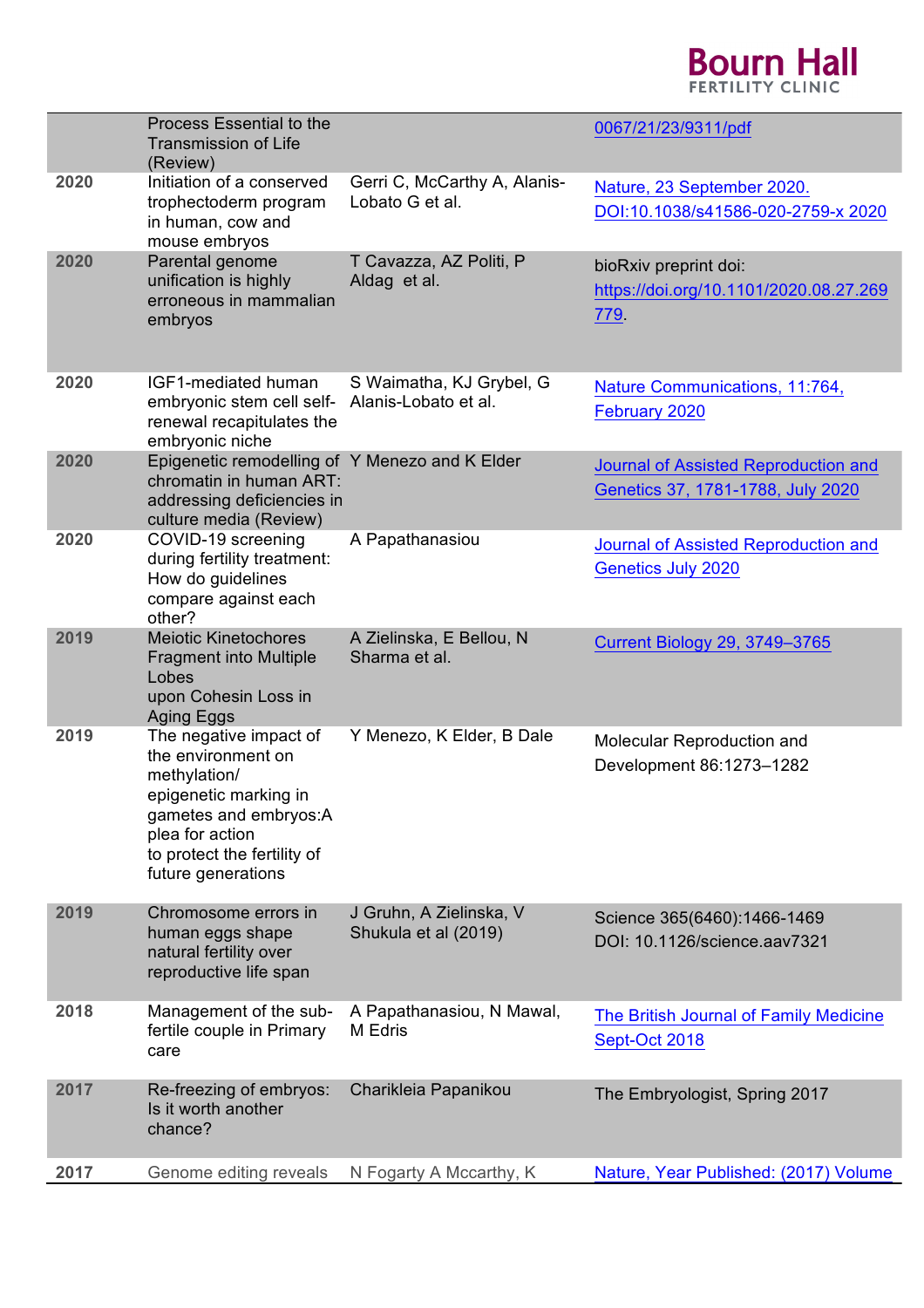| | | | |
|---|---|---|---|
| | Process Essential to the Transmission of Life (Review) | | 0067/21/23/9311/pdf |
| **2020** | Initiation of a conserved trophectoderm program in human, cow and mouse embryos | Gerri C, McCarthy A, Alanis-Lobato G et al. | Nature, 23 September 2020. DOI:10.1038/s41586-020-2759-x 2020 |
| **2020** | Parental genome unification is highly erroneous in mammalian embryos | T Cavazza, AZ Politi, P Aldag et al. | bioRxiv preprint doi: https://doi.org/10.1101/2020.08.27.269779. |
| **2020** | IGF1-mediated human embryonic stem cell self-renewal recapitulates the embryonic niche | S Waimatha, KJ Grybel, G Alanis-Lobato et al. | Nature Communications, 11:764, February 2020 |
| **2020** | Epigenetic remodelling of chromatin in human ART: addressing deficiencies in culture media (Review) | Y Menezo and K Elder | Journal of Assisted Reproduction and Genetics 37, 1781-1788, July 2020 |
| **2020** | COVID-19 screening during fertility treatment: How do guidelines compare against each other? | A Papathanasiou | Journal of Assisted Reproduction and Genetics July 2020 |
| **2019** | Meiotic Kinetochores Fragment into Multiple Lobes upon Cohesin Loss in Aging Eggs | A Zielinska, E Bellou, N Sharma et al. | Current Biology 29, 3749–3765 |
| **2019** | The negative impact of the environment on methylation/ epigenetic marking in gametes and embryos:A plea for action to protect the fertility of future generations | Y Menezo, K Elder, B Dale | Molecular Reproduction and Development 86:1273–1282 |
| **2019** | Chromosome errors in human eggs shape natural fertility over reproductive life span | J Gruhn, A Zielinska, V Shukula et al (2019) | Science 365(6460):1466-1469 DOI: 10.1126/science.aav7321 |
| **2018** | Management of the sub-fertile couple in Primary care | A Papathanasiou, N Mawal, M Edris | The British Journal of Family Medicine Sept-Oct 2018 |
| **2017** | Re-freezing of embryos: Is it worth another chance? | Charikleia Papanikou | The Embryologist, Spring 2017 |
| **2017** | Genome editing reveals | N Fogarty A Mccarthy, K | Nature, Year Published: (2017) Volume |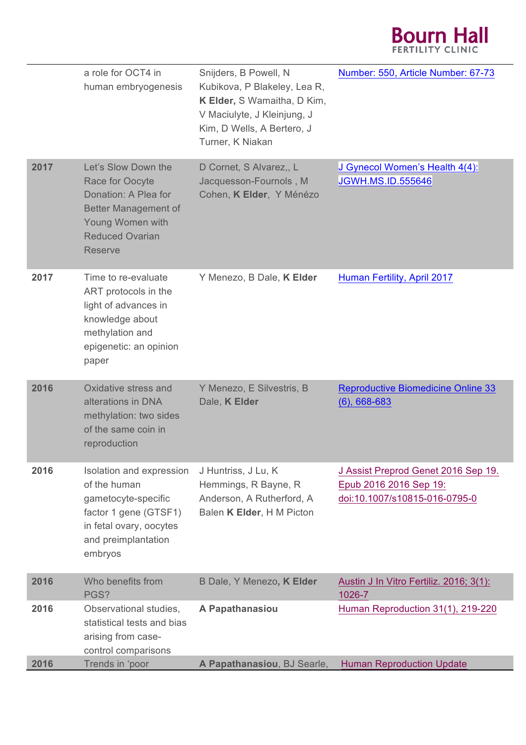| | | | |
|---|---|---|---|
| | a role for OCT4 in human embryogenesis | Snijders, B Powell, N Kubikova, P Blakeley, Lea R, **K Elder,** S Wamaitha, D Kim, V Maciulyte, J Kleinjung, J Kim, D Wells, A Bertero, J Turner, K Niakan | Number: 550, Article Number: 67-73 |
| **2017** | Let's Slow Down the Race for Oocyte Donation: A Plea for Better Management of Young Women with Reduced Ovarian Reserve | D Cornet, S Alvarez,, L Jacquesson-Fournols , M Cohen, **K Elder**, Y Ménézo | J Gynecol Women's Health 4(4): JGWH.MS.ID.555646 |
| **2017** | Time to re-evaluate ART protocols in the light of advances in knowledge about methylation and epigenetic: an opinion paper | Y Menezo, B Dale, **K Elder** | Human Fertility, April 2017 |
| **2016** | Oxidative stress and alterations in DNA methylation: two sides of the same coin in reproduction | Y Menezo, E Silvestris, B Dale, **K Elder** | Reproductive Biomedicine Online 33 (6), 668-683 |
| **2016** | Isolation and expression of the human gametocyte-specific factor 1 gene (GTSF1) in fetal ovary, oocytes and preimplantation embryos | J Huntriss, J Lu, K Hemmings, R Bayne, R Anderson, A Rutherford, A Balen **K Elder**, H M Picton | J Assist Preprod Genet 2016 Sep 19. Epub 2016 2016 Sep 19: doi:10.1007/s10815-016-0795-0 |
| **2016** | Who benefits from PGS? | B Dale, Y Menezo, **K Elder** | Austin J In Vitro Fertiliz. 2016; 3(1): 1026-7 |
| **2016** | Observational studies, statistical tests and bias arising from case-control comparisons | **A Papathanasiou** | Human Reproduction 31(1), 219-220 |
| **2016** | Trends in 'poor | **A Papathanasiou**, BJ Searle, | Human Reproduction Update |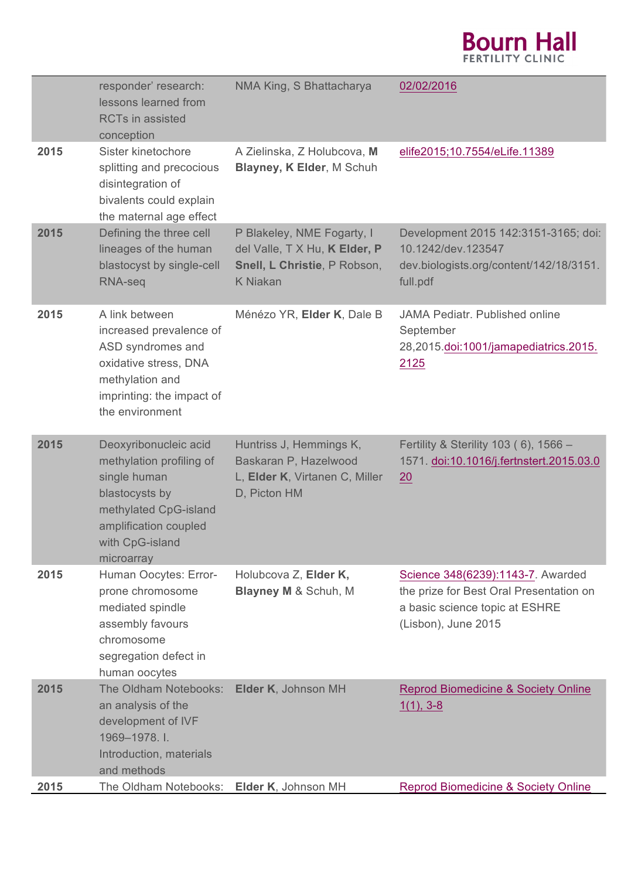| | | | |
|---|---|---|---|
| | responder' research: lessons learned from RCTs in assisted conception | NMA King, S Bhattacharya | 02/02/2016 |
| **2015** | Sister kinetochore splitting and precocious disintegration of bivalents could explain the maternal age effect | A Zielinska, Z Holubcova, **M Blayney, K Elder**, M Schuh | elife2015;10.7554/eLife.11389 |
| **2015** | Defining the three cell lineages of the human blastocyst by single-cell RNA-seq | P Blakeley, NME Fogarty, I del Valle, T X Hu, **K Elder, P Snell, L Christie**, P Robson, K Niakan | Development 2015 142:3151-3165; doi: 10.1242/dev.123547 dev.biologists.org/content/142/18/3151.full.pdf |
| **2015** | A link between increased prevalence of ASD syndromes and oxidative stress, DNA methylation and imprinting: the impact of the environment | Ménézo YR, **Elder K**, Dale B | JAMA Pediatr. Published online September 28,2015.doi:1001/jamapediatrics.2015.2125 |
| **2015** | Deoxyribonucleic acid methylation profiling of single human blastocysts by methylated CpG-island amplification coupled with CpG-island microarray | Huntriss J, Hemmings K, Baskaran P, Hazelwood L, **Elder K**, Virtanen C, Miller D, Picton HM | Fertility & Sterility 103 ( 6), 1566 – 1571. doi:10.1016/j.fertnstert.2015.03.020 |
| **2015** | Human Oocytes: Error-prone chromosome mediated spindle assembly favours chromosome segregation defect in human oocytes | Holubcova Z, **Elder K, Blayney M** & Schuh, M | Science 348(6239):1143-7. Awarded the prize for Best Oral Presentation on a basic science topic at ESHRE (Lisbon), June 2015 |
| **2015** | The Oldham Notebooks: an analysis of the development of IVF 1969–1978. I. Introduction, materials and methods | **Elder K**, Johnson MH | Reprod Biomedicine & Society Online 1(1), 3-8 |
| **2015** | The Oldham Notebooks: | **Elder K**, Johnson MH | Reprod Biomedicine & Society Online |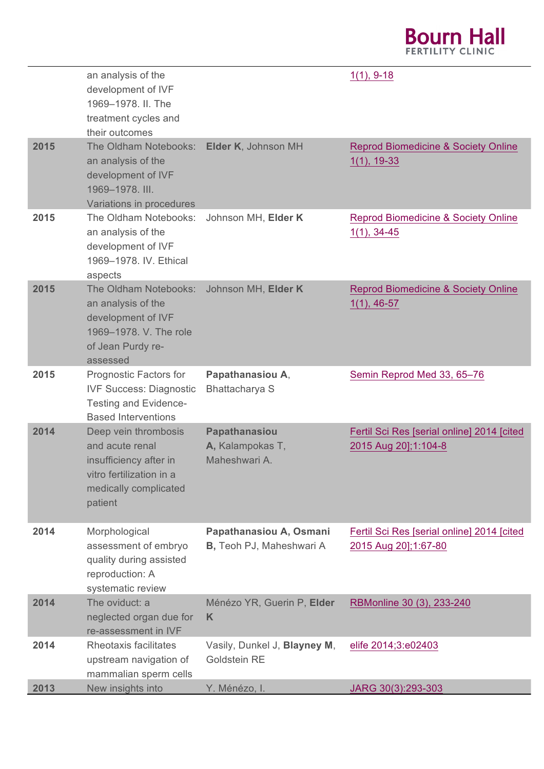| | an analysis of the development of IVF 1969–1978. II. The treatment cycles and their outcomes | | 1(1), 9-18 |
|---|---|---|---|
| **2015** | The Oldham Notebooks: an analysis of the development of IVF 1969–1978. III. Variations in procedures | **Elder K**, Johnson MH | Reprod Biomedicine & Society Online 1(1), 19-33 |
| **2015** | The Oldham Notebooks: an analysis of the development of IVF 1969–1978. IV. Ethical aspects | Johnson MH, **Elder K** | Reprod Biomedicine & Society Online 1(1), 34-45 |
| **2015** | The Oldham Notebooks: an analysis of the development of IVF 1969–1978. V. The role of Jean Purdy re-assessed | Johnson MH, **Elder K** | Reprod Biomedicine & Society Online 1(1), 46-57 |
| **2015** | Prognostic Factors for IVF Success: Diagnostic Testing and Evidence-Based Interventions | **Papathanasiou A**, Bhattacharya S | Semin Reprod Med 33, 65–76 |
| **2014** | Deep vein thrombosis and acute renal insufficiency after in vitro fertilization in a medically complicated patient | **Papathanasiou A,** Kalampokas T, Maheshwari A. | Fertil Sci Res [serial online] 2014 [cited 2015 Aug 20];1:104-8 |
| **2014** | Morphological assessment of embryo quality during assisted reproduction: A systematic review | **Papathanasiou A, Osmani B,** Teoh PJ, Maheshwari A | Fertil Sci Res [serial online] 2014 [cited 2015 Aug 20];1:67-80 |
| **2014** | The oviduct: a neglected organ due for re-assessment in IVF | Ménézo YR, Guerin P, **Elder K** | RBMonline 30 (3), 233-240 |
| **2014** | Rheotaxis facilitates upstream navigation of mammalian sperm cells | Vasily, Dunkel J, **Blayney M**, Goldstein RE | elife 2014;3:e02403 |
| **2013** | New insights into | Y. Ménézo, I. | JARG 30(3):293-303 |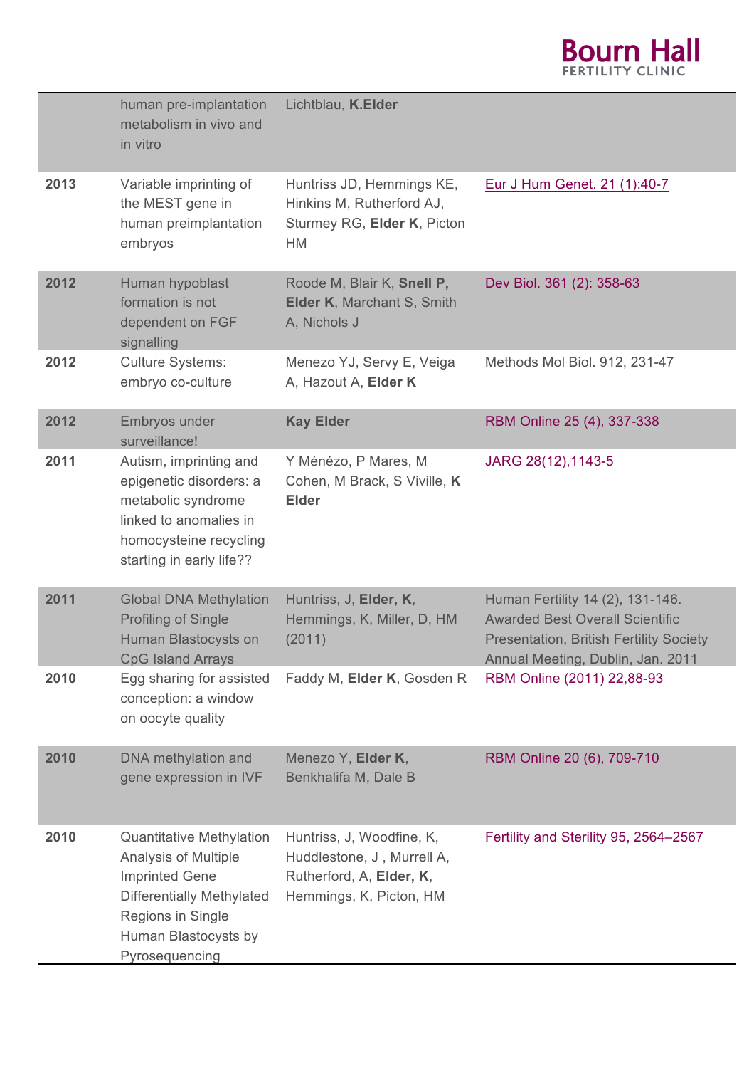| | | | |
|---|---|---|---|
| | human pre-implantation metabolism in vivo and in vitro | Lichtblau, **K.Elder** | |
| **2013** | Variable imprinting of the MEST gene in human preimplantation embryos | Huntriss JD, Hemmings KE, Hinkins M, Rutherford AJ, Sturmey RG, **Elder K**, Picton HM | Eur J Hum Genet. 21 (1):40-7 |
| **2012** | Human hypoblast formation is not dependent on FGF signalling | Roode M, Blair K, **Snell P, Elder K**, Marchant S, Smith A, Nichols J | Dev Biol. 361 (2): 358-63 |
| **2012** | Culture Systems: embryo co-culture | Menezo YJ, Servy E, Veiga A, Hazout A, **Elder K** | Methods Mol Biol. 912, 231-47 |
| **2012** | Embryos under surveillance! | **Kay Elder** | RBM Online 25 (4), 337-338 |
| **2011** | Autism, imprinting and epigenetic disorders: a metabolic syndrome linked to anomalies in homocysteine recycling starting in early life?? | Y Ménézo, P Mares, M Cohen, M Brack, S Viville, **K Elder** | JARG 28(12),1143-5 |
| **2011** | Global DNA Methylation Profiling of Single Human Blastocysts on CpG Island Arrays | Huntriss, J, **Elder, K**, Hemmings, K, Miller, D, HM (2011) | Human Fertility 14 (2), 131-146. Awarded Best Overall Scientific Presentation, British Fertility Society Annual Meeting, Dublin, Jan. 2011 |
| **2010** | Egg sharing for assisted conception: a window on oocyte quality | Faddy M, **Elder K**, Gosden R | RBM Online (2011) 22,88-93 |
| **2010** | DNA methylation and gene expression in IVF | Menezo Y, **Elder K**, Benkhalifa M, Dale B | RBM Online 20 (6), 709-710 |
| **2010** | Quantitative Methylation Analysis of Multiple Imprinted Gene Differentially Methylated Regions in Single Human Blastocysts by Pyrosequencing | Huntriss, J, Woodfine, K, Huddlestone, J , Murrell A, Rutherford, A, **Elder, K**, Hemmings, K, Picton, HM | Fertility and Sterility 95, 2564–2567 |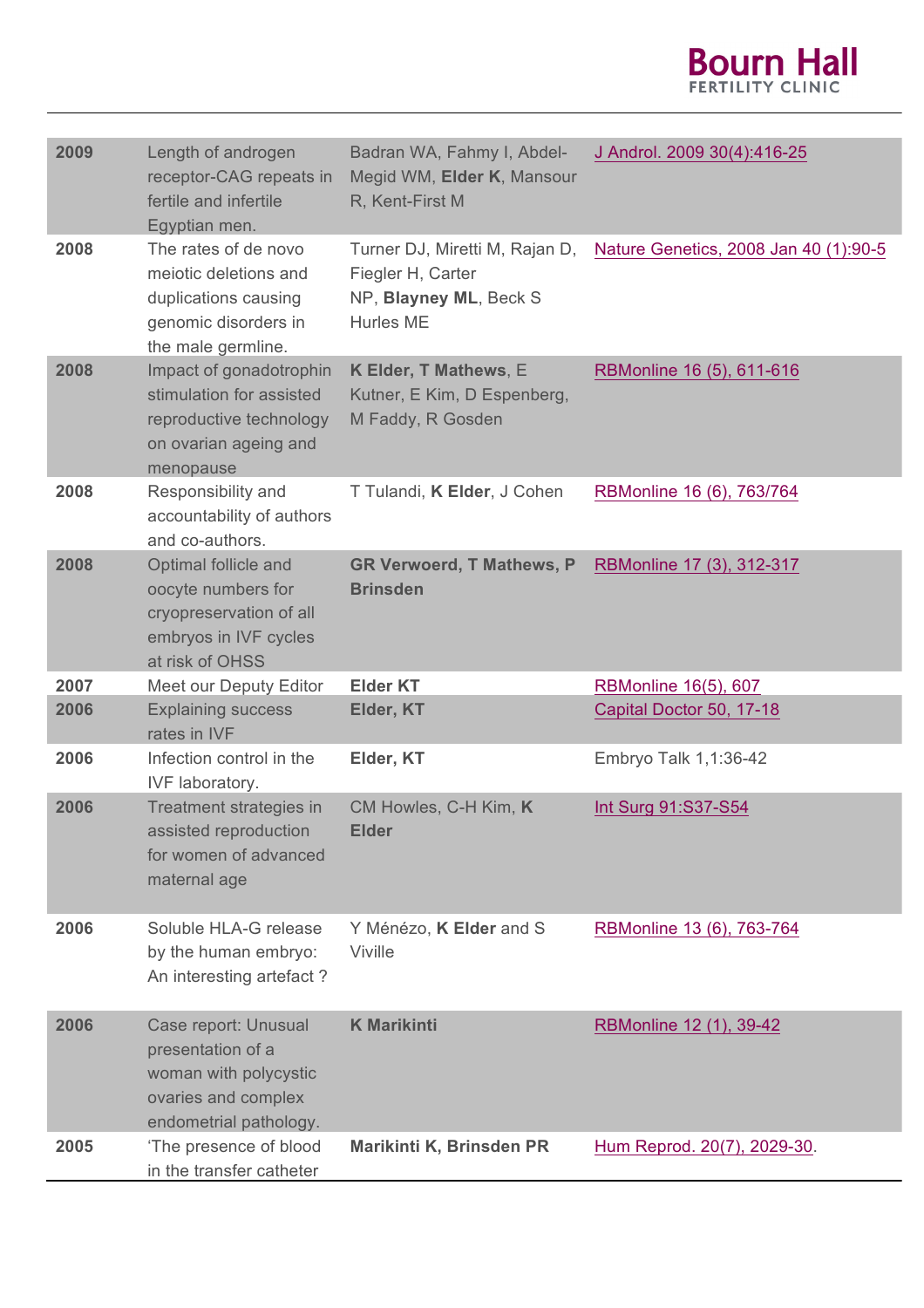| | | | |
|---|---|---|---|
| **2009** | Length of androgen receptor-CAG repeats in fertile and infertile Egyptian men. | Badran WA, Fahmy I, Abdel-Megid WM, **Elder K**, Mansour R, Kent-First M | J Androl. 2009 30(4):416-25 |
| **2008** | The rates of de novo meiotic deletions and duplications causing genomic disorders in the male germline. | Turner DJ, Miretti M, Rajan D, Fiegler H, Carter NP, **Blayney ML**, Beck S Hurles ME | Nature Genetics, 2008 Jan 40 (1):90-5 |
| **2008** | Impact of gonadotrophin stimulation for assisted reproductive technology on ovarian ageing and menopause | **K Elder, T Mathews**, E Kutner, E Kim, D Espenberg, M Faddy, R Gosden | RBMonline 16 (5), 611-616 |
| **2008** | Responsibility and accountability of authors and co-authors. | T Tulandi, **K Elder**, J Cohen | RBMonline 16 (6), 763/764 |
| **2008** | Optimal follicle and oocyte numbers for cryopreservation of all embryos in IVF cycles at risk of OHSS | **GR Verwoerd, T Mathews, P Brinsden** | RBMonline 17 (3), 312-317 |
| **2007** | Meet our Deputy Editor | **Elder KT** | RBMonline 16(5), 607 |
| **2006** | Explaining success rates in IVF | **Elder, KT** | Capital Doctor 50, 17-18 |
| **2006** | Infection control in the IVF laboratory. | **Elder, KT** | Embryo Talk 1,1:36-42 |
| **2006** | Treatment strategies in assisted reproduction for women of advanced maternal age | CM Howles, C-H Kim, **K Elder** | Int Surg 91:S37-S54 |
| **2006** | Soluble HLA-G release by the human embryo: An interesting artefact ? | Y Ménézo, **K Elder** and S Viville | RBMonline 13 (6), 763-764 |
| **2006** | Case report: Unusual presentation of a woman with polycystic ovaries and complex endometrial pathology. | **K Marikinti** | RBMonline 12 (1), 39-42 |
| **2005** | 'The presence of blood in the transfer catheter | **Marikinti K, Brinsden PR** | Hum Reprod. 20(7), 2029-30. |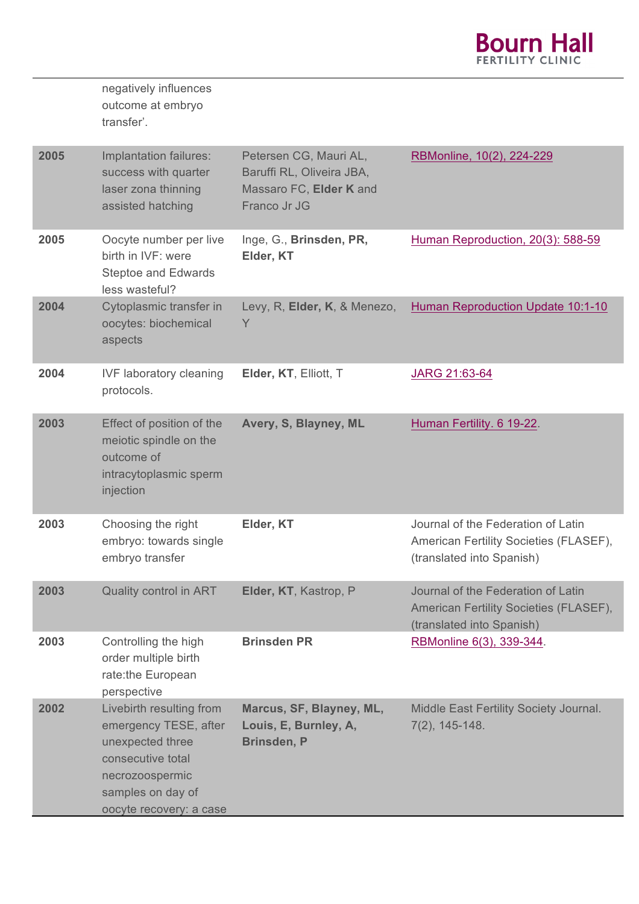| | | | |
|---|---|---|---|
| | negatively influences outcome at embryo transfer'. | | |
| **2005** | Implantation failures: success with quarter laser zona thinning assisted hatching | Petersen CG, Mauri AL, Baruffi RL, Oliveira JBA, Massaro FC, **Elder K** and Franco Jr JG | RBMonline, 10(2), 224-229 |
| **2005** | Oocyte number per live birth in IVF: were Steptoe and Edwards less wasteful? | Inge, G., **Brinsden, PR, Elder, KT** | Human Reproduction, 20(3): 588-59 |
| **2004** | Cytoplasmic transfer in oocytes: biochemical aspects | Levy, R, **Elder, K**, & Menezo, Y | Human Reproduction Update 10:1-10 |
| **2004** | IVF laboratory cleaning protocols. | **Elder, KT**, Elliott, T | JARG 21:63-64 |
| **2003** | Effect of position of the meiotic spindle on the outcome of intracytoplasmic sperm injection | **Avery, S, Blayney, ML** | Human Fertility. 6 19-22. |
| **2003** | Choosing the right embryo: towards single embryo transfer | **Elder, KT** | Journal of the Federation of Latin American Fertility Societies (FLASEF), (translated into Spanish) |
| **2003** | Quality control in ART | **Elder, KT**, Kastrop, P | Journal of the Federation of Latin American Fertility Societies (FLASEF), (translated into Spanish) |
| **2003** | Controlling the high order multiple birth rate:the European perspective | **Brinsden PR** | RBMonline 6(3), 339-344. |
| **2002** | Livebirth resulting from emergency TESE, after unexpected three consecutive total necrozoospermic samples on day of oocyte recovery: a case | **Marcus, SF, Blayney, ML, Louis, E, Burnley, A, Brinsden, P** | Middle East Fertility Society Journal. 7(2), 145-148. |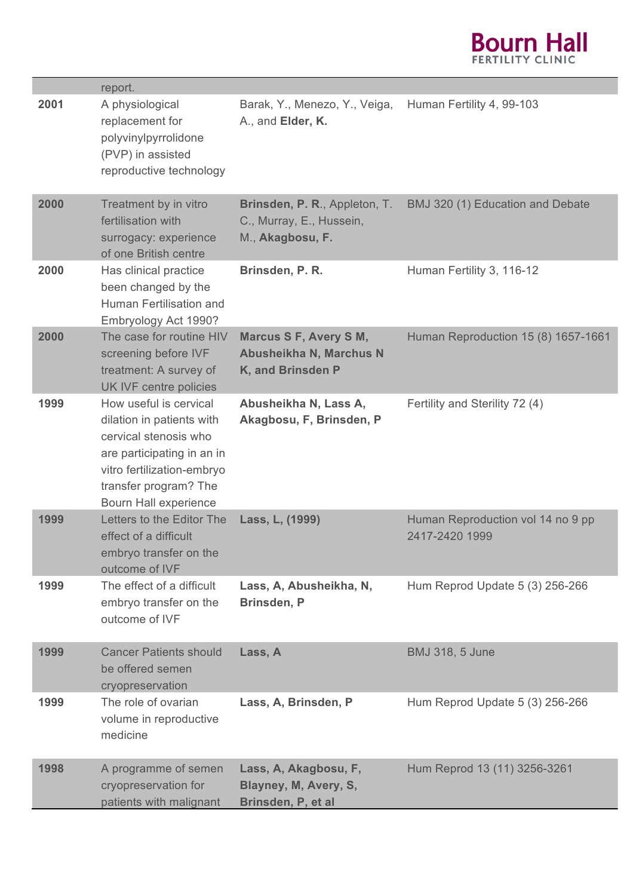| | | | |
|---|---|---|---|
| | report. | | |
| **2001** | A physiological replacement for polyvinylpyrrolidone (PVP) in assisted reproductive technology | Barak, Y., Menezo, Y., Veiga, A., and **Elder, K.** | Human Fertility 4, 99-103 |
| **2000** | Treatment by in vitro fertilisation with surrogacy: experience of one British centre | **Brinsden, P. R.**, Appleton, T. C., Murray, E., Hussein, M., **Akagbosu, F.** | BMJ 320 (1) Education and Debate |
| **2000** | Has clinical practice been changed by the Human Fertilisation and Embryology Act 1990? | **Brinsden, P. R.** | Human Fertility 3, 116-12 |
| **2000** | The case for routine HIV screening before IVF treatment: A survey of UK IVF centre policies | **Marcus S F, Avery S M, Abusheikha N, Marchus N K, and Brinsden P** | Human Reproduction 15 (8) 1657-1661 |
| **1999** | How useful is cervical dilation in patients with cervical stenosis who are participating in an in vitro fertilization-embryo transfer program? The Bourn Hall experience | **Abusheikha N, Lass A, Akagbosu, F, Brinsden, P** | Fertility and Sterility 72 (4) |
| **1999** | Letters to the Editor The effect of a difficult embryo transfer on the outcome of IVF | **Lass, L, (1999)** | Human Reproduction vol 14 no 9 pp 2417-2420 1999 |
| **1999** | The effect of a difficult embryo transfer on the outcome of IVF | **Lass, A, Abusheikha, N, Brinsden, P** | Hum Reprod Update 5 (3) 256-266 |
| **1999** | Cancer Patients should be offered semen cryopreservation | **Lass, A** | BMJ 318, 5 June |
| **1999** | The role of ovarian volume in reproductive medicine | **Lass, A, Brinsden, P** | Hum Reprod Update 5 (3) 256-266 |
| **1998** | A programme of semen cryopreservation for patients with malignant | **Lass, A, Akagbosu, F, Blayney, M, Avery, S, Brinsden, P, et al** | Hum Reprod 13 (11) 3256-3261 |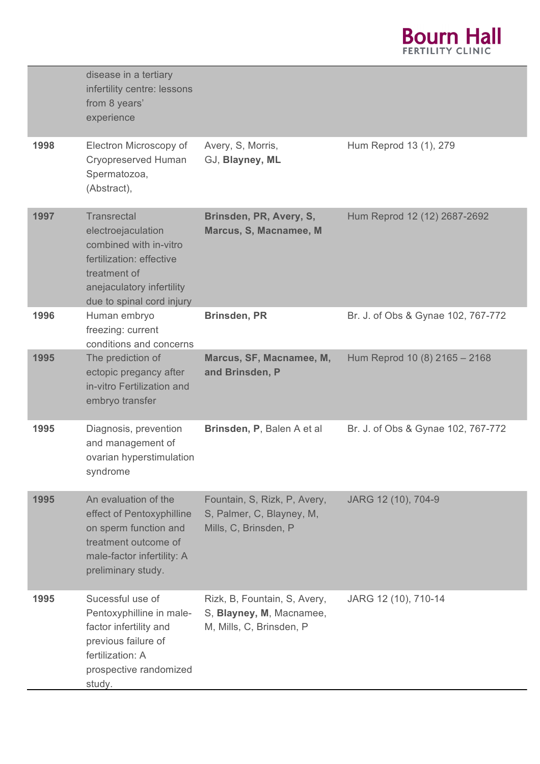| | | | |
|---|---|---|---|
| | disease in a tertiary infertility centre: lessons from 8 years' experience | | |
| **1998** | Electron Microscopy of Cryopreserved Human Spermatozoa, (Abstract), | Avery, S, Morris, GJ, **Blayney, ML** | Hum Reprod 13 (1), 279 |
| **1997** | Transrectal electroejaculation combined with in-vitro fertilization: effective treatment of anejaculatory infertility due to spinal cord injury | **Brinsden, PR, Avery, S, Marcus, S, Macnamee, M** | Hum Reprod 12 (12) 2687-2692 |
| **1996** | Human embryo freezing: current conditions and concerns | **Brinsden, PR** | Br. J. of Obs & Gynae 102, 767-772 |
| **1995** | The prediction of ectopic pregancy after in-vitro Fertilization and embryo transfer | **Marcus, SF, Macnamee, M, and Brinsden, P** | Hum Reprod 10 (8) 2165 – 2168 |
| **1995** | Diagnosis, prevention and management of ovarian hyperstimulation syndrome | **Brinsden, P**, Balen A et al | Br. J. of Obs & Gynae 102, 767-772 |
| **1995** | An evaluation of the effect of Pentoxyphilline on sperm function and treatment outcome of male-factor infertility: A preliminary study. | Fountain, S, Rizk, P, Avery, S, Palmer, C, Blayney, M, Mills, C, Brinsden, P | JARG 12 (10), 704-9 |
| **1995** | Sucessful use of Pentoxyphilline in male-factor infertility and previous failure of fertilization: A prospective randomized study. | Rizk, B, Fountain, S, Avery, S, **Blayney, M**, Macnamee, M, Mills, C, Brinsden, P | JARG 12 (10), 710-14 |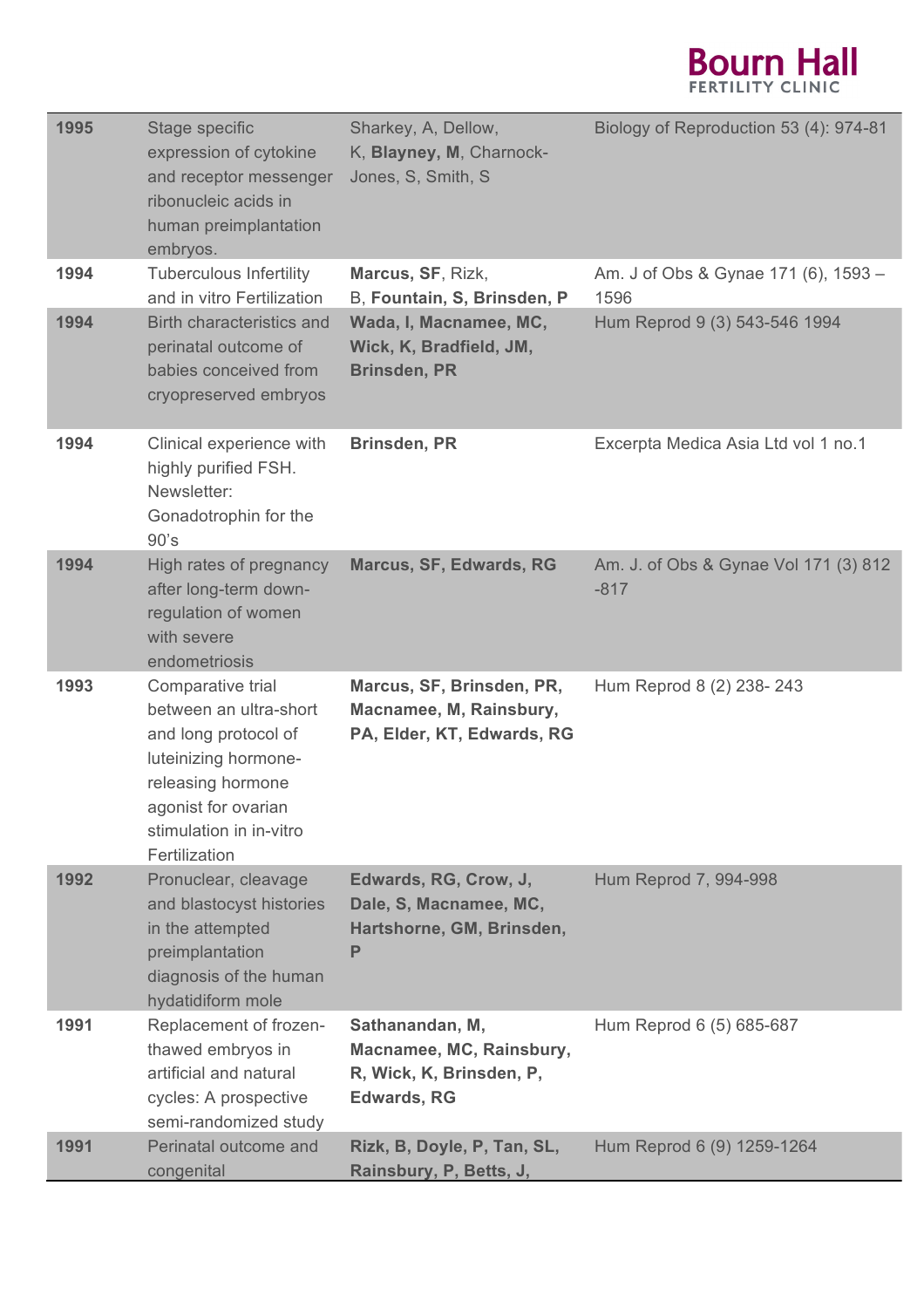| 1995 | Stage specific expression of cytokine and receptor messenger ribonucleic acids in human preimplantation embryos. | Sharkey, A, Dellow, K, **Blayney, M**, Charnock-Jones, S, Smith, S | Biology of Reproduction 53 (4): 974-81 |
|---|---|---|---|
| 1994 | Tuberculous Infertility and in vitro Fertilization | **Marcus, SF**, Rizk, B, **Fountain, S, Brinsden, P** | Am. J of Obs & Gynae 171 (6), 1593 – 1596 |
| 1994 | Birth characteristics and perinatal outcome of babies conceived from cryopreserved embryos | **Wada, I, Macnamee, MC, Wick, K, Bradfield, JM, Brinsden, PR** | Hum Reprod 9 (3) 543-546 1994 |
| 1994 | Clinical experience with highly purified FSH. Newsletter: Gonadotrophin for the 90's | **Brinsden, PR** | Excerpta Medica Asia Ltd vol 1 no.1 |
| 1994 | High rates of pregnancy after long-term down-regulation of women with severe endometriosis | **Marcus, SF, Edwards, RG** | Am. J. of Obs & Gynae Vol 171 (3) 812 -817 |
| 1993 | Comparative trial between an ultra-short and long protocol of luteinizing hormone-releasing hormone agonist for ovarian stimulation in in-vitro Fertilization | **Marcus, SF, Brinsden, PR, Macnamee, M, Rainsbury, PA, Elder, KT, Edwards, RG** | Hum Reprod 8 (2) 238- 243 |
| 1992 | Pronuclear, cleavage and blastocyst histories in the attempted preimplantation diagnosis of the human hydatidiform mole | **Edwards, RG, Crow, J, Dale, S, Macnamee, MC, Hartshorne, GM, Brinsden, P** | Hum Reprod 7, 994-998 |
| 1991 | Replacement of frozen-thawed embryos in artificial and natural cycles: A prospective semi-randomized study | **Sathanandan, M, Macnamee, MC, Rainsbury, R, Wick, K, Brinsden, P, Edwards, RG** | Hum Reprod 6 (5) 685-687 |
| 1991 | Perinatal outcome and congenital | **Rizk, B, Doyle, P, Tan, SL, Rainsbury, P, Betts, J,** | Hum Reprod 6 (9) 1259-1264 |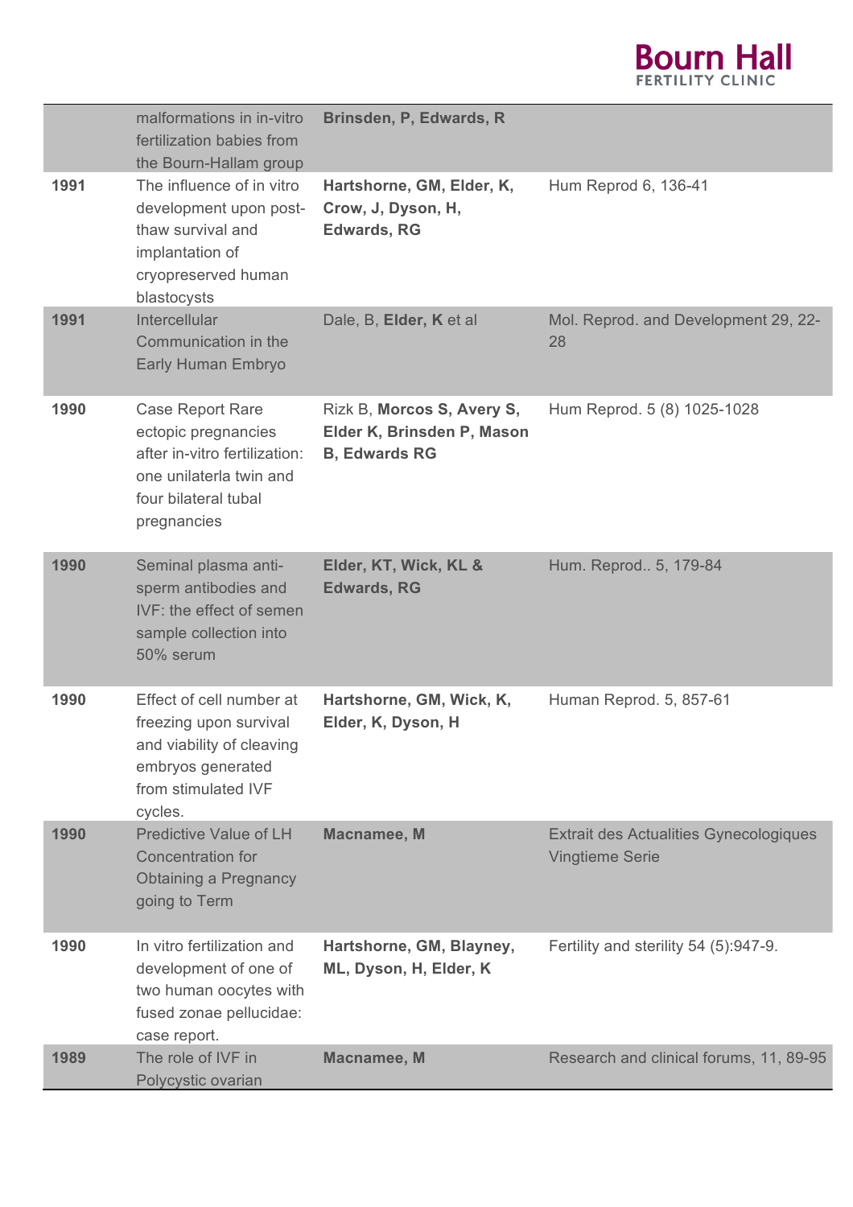| | | | |
|---|---|---|---|
| | malformations in in-vitro fertilization babies from the Bourn-Hallam group | **Brinsden, P, Edwards, R** | |
| **1991** | The influence of in vitro development upon post-thaw survival and implantation of cryopreserved human blastocysts | **Hartshorne, GM, Elder, K, Crow, J, Dyson, H, Edwards, RG** | Hum Reprod 6, 136-41 |
| **1991** | Intercellular Communication in the Early Human Embryo | Dale, B, **Elder, K** et al | Mol. Reprod. and Development 29, 22-28 |
| **1990** | Case Report Rare ectopic pregnancies after in-vitro fertilization: one unilaterla twin and four bilateral tubal pregnancies | Rizk B, **Morcos S, Avery S, Elder K, Brinsden P, Mason B, Edwards RG** | Hum Reprod. 5 (8) 1025-1028 |
| **1990** | Seminal plasma anti-sperm antibodies and IVF: the effect of semen sample collection into 50% serum | **Elder, KT, Wick, KL & Edwards, RG** | Hum. Reprod.. 5, 179-84 |
| **1990** | Effect of cell number at freezing upon survival and viability of cleaving embryos generated from stimulated IVF cycles. | **Hartshorne, GM, Wick, K, Elder, K, Dyson, H** | Human Reprod. 5, 857-61 |
| **1990** | Predictive Value of LH Concentration for Obtaining a Pregnancy going to Term | **Macnamee, M** | Extrait des Actualities Gynecologiques Vingtieme Serie |
| **1990** | In vitro fertilization and development of one of two human oocytes with fused zonae pellucidae: case report. | **Hartshorne, GM, Blayney, ML, Dyson, H, Elder, K** | Fertility and sterility 54 (5):947-9. |
| **1989** | The role of IVF in Polycystic ovarian | **Macnamee, M** | Research and clinical forums, 11, 89-95 |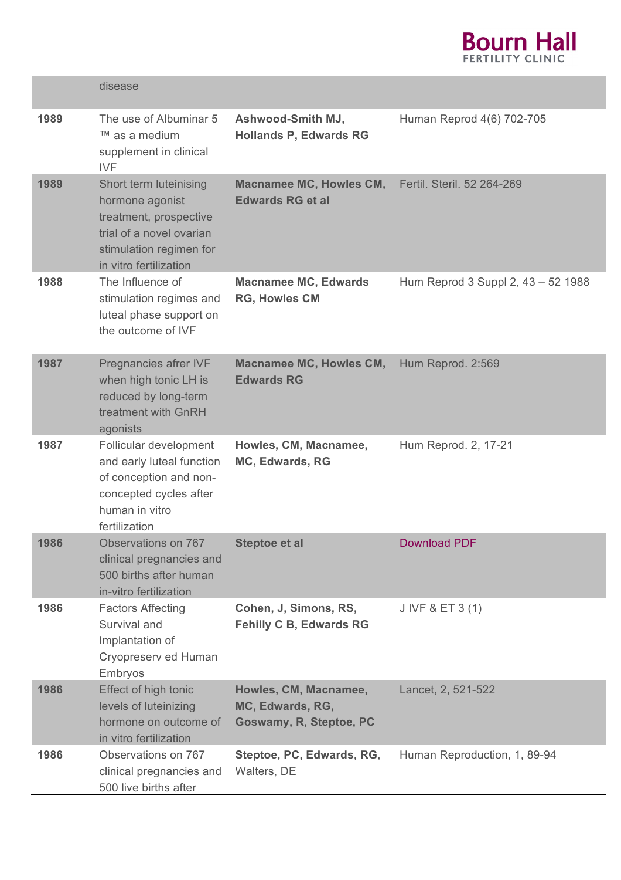| | | | |
|---|---|---|---|
| | disease | | |
| **1989** | The use of Albuminar 5 ™ as a medium supplement in clinical IVF | **Ashwood-Smith MJ, Hollands P, Edwards RG** | Human Reprod 4(6) 702-705 |
| **1989** | Short term luteinising hormone agonist treatment, prospective trial of a novel ovarian stimulation regimen for in vitro fertilization | **Macnamee MC, Howles CM, Edwards RG et al** | Fertil. Steril. 52 264-269 |
| **1988** | The Influence of stimulation regimes and luteal phase support on the outcome of IVF | **Macnamee MC, Edwards RG, Howles CM** | Hum Reprod 3 Suppl 2, 43 – 52 1988 |
| **1987** | Pregnancies afrer IVF when high tonic LH is reduced by long-term treatment with GnRH agonists | **Macnamee MC, Howles CM, Edwards RG** | Hum Reprod. 2:569 |
| **1987** | Follicular development and early luteal function of conception and non-concepted cycles after human in vitro fertilization | **Howles, CM, Macnamee, MC, Edwards, RG** | Hum Reprod. 2, 17-21 |
| **1986** | Observations on 767 clinical pregnancies and 500 births after human in-vitro fertilization | **Steptoe et al** | Download PDF |
| **1986** | Factors Affecting Survival and Implantation of Cryopreserv ed Human Embryos | **Cohen, J, Simons, RS, Fehilly C B, Edwards RG** | J IVF & ET 3 (1) |
| **1986** | Effect of high tonic levels of luteinizing hormone on outcome of in vitro fertilization | **Howles, CM, Macnamee, MC, Edwards, RG, Goswamy, R, Steptoe, PC** | Lancet, 2, 521-522 |
| **1986** | Observations on 767 clinical pregnancies and 500 live births after | **Steptoe, PC, Edwards, RG**, Walters, DE | Human Reproduction, 1, 89-94 |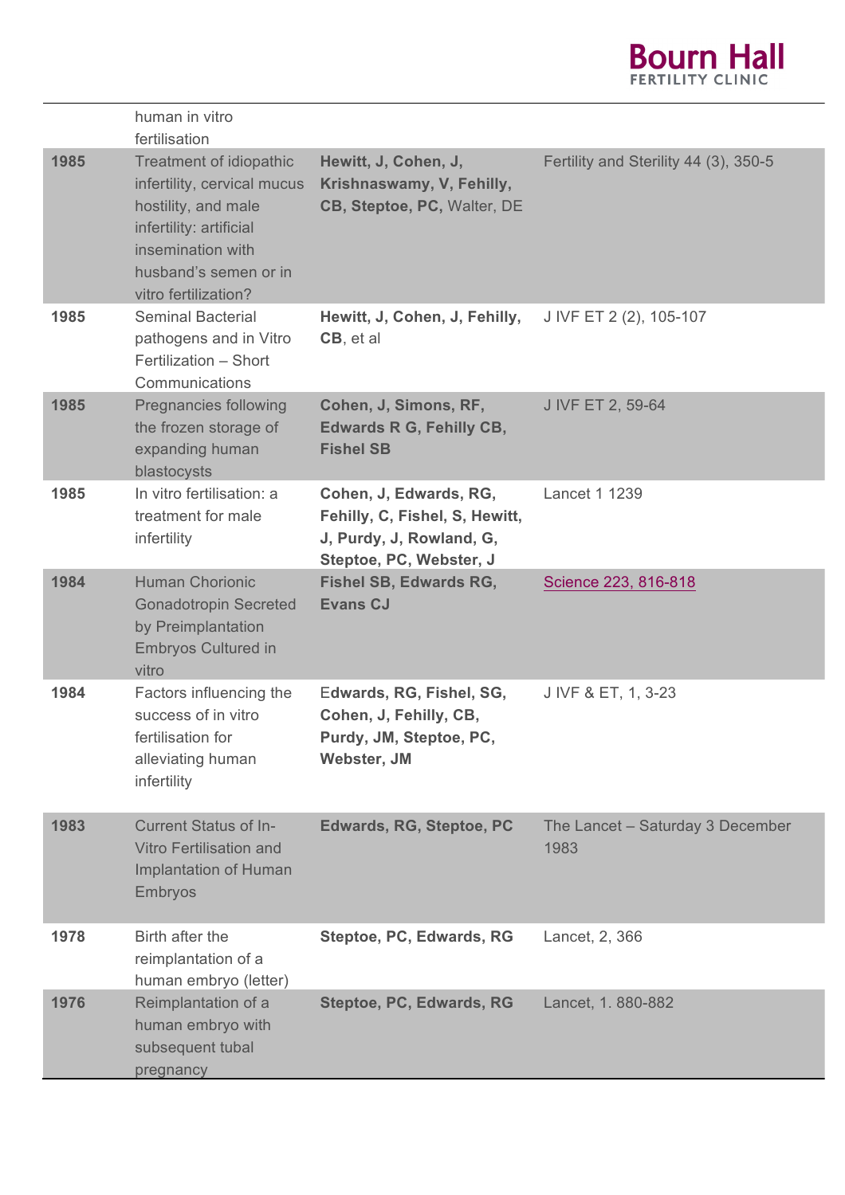| | | | |
|---|---|---|---|
| | human in vitro fertilisation | | |
| **1985** | Treatment of idiopathic infertility, cervical mucus hostility, and male infertility: artificial insemination with husband's semen or in vitro fertilization? | **Hewitt, J, Cohen, J, Krishnaswamy, V, Fehilly, CB, Steptoe, PC,** Walter, DE | Fertility and Sterility 44 (3), 350-5 |
| **1985** | Seminal Bacterial pathogens and in Vitro Fertilization – Short Communications | **Hewitt, J, Cohen, J, Fehilly, CB**, et al | J IVF ET 2 (2), 105-107 |
| **1985** | Pregnancies following the frozen storage of expanding human blastocysts | **Cohen, J, Simons, RF, Edwards R G, Fehilly CB, Fishel SB** | J IVF ET 2, 59-64 |
| **1985** | In vitro fertilisation: a treatment for male infertility | **Cohen, J, Edwards, RG, Fehilly, C, Fishel, S, Hewitt, J, Purdy, J, Rowland, G, Steptoe, PC, Webster, J** | Lancet 1 1239 |
| **1984** | Human Chorionic Gonadotropin Secreted by Preimplantation Embryos Cultured in vitro | **Fishel SB, Edwards RG, Evans CJ** | Science 223, 816-818 |
| **1984** | Factors influencing the success of in vitro fertilisation for alleviating human infertility | **Edwards, RG, Fishel, SG, Cohen, J, Fehilly, CB, Purdy, JM, Steptoe, PC, Webster, JM** | J IVF & ET, 1, 3-23 |
| **1983** | Current Status of In-Vitro Fertilisation and Implantation of Human Embryos | **Edwards, RG, Steptoe, PC** | The Lancet – Saturday 3 December 1983 |
| **1978** | Birth after the reimplantation of a human embryo (letter) | **Steptoe, PC, Edwards, RG** | Lancet, 2, 366 |
| **1976** | Reimplantation of a human embryo with subsequent tubal pregnancy | **Steptoe, PC, Edwards, RG** | Lancet, 1. 880-882 |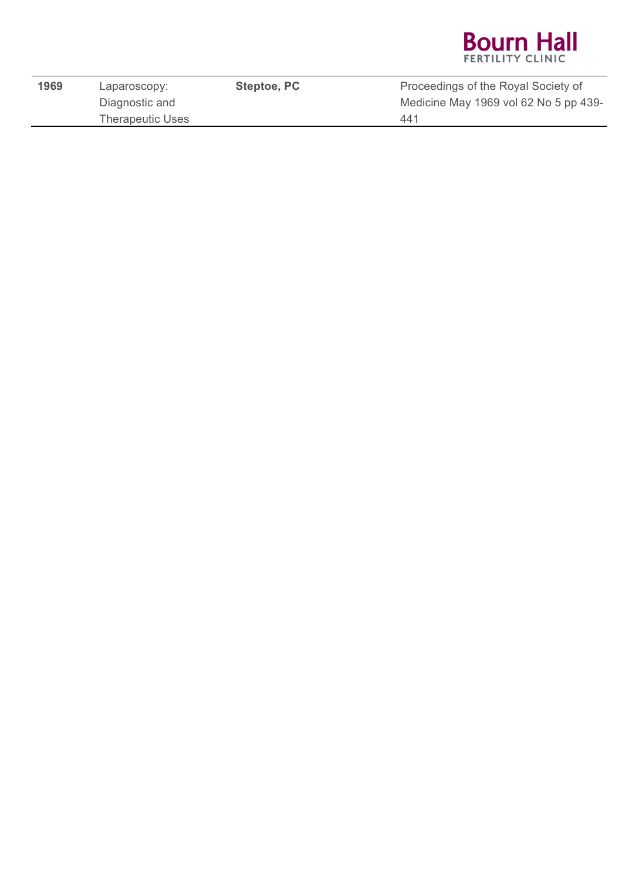| | | | |
|---|---|---|---|
| **1969** | Laparoscopy: Diagnostic and Therapeutic Uses | **Steptoe, PC** | Proceedings of the Royal Society of Medicine May 1969 vol 62 No 5 pp 439-441 |